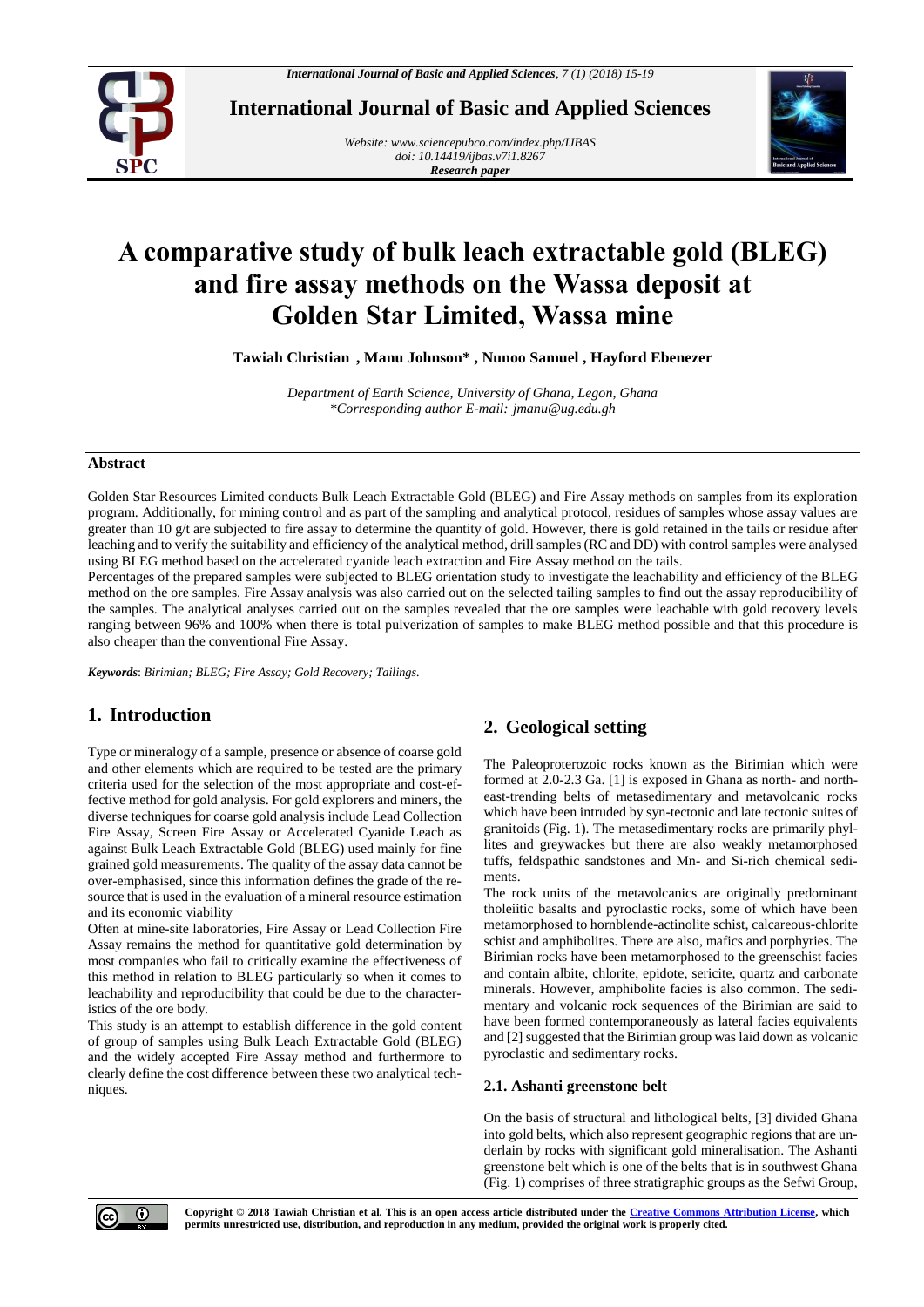# A comparative study of bulk leach extractable gold (BLEG) and fire assay methods on the Wassa deposit at Golden Star Limited, Wassa mine

**Tawiah Christian , Manu Johnson\* , Nunoo Samuel , Hayford Ebenezer**

*Department of Earth Science, University of Ghana, Legon, Ghana*
*\*Corresponding author E-mail: jmanu@ug.edu.gh*

## Abstract

Golden Star Resources Limited conducts Bulk Leach Extractable Gold (BLEG) and Fire Assay methods on samples from its exploration program. Additionally, for mining control and as part of the sampling and analytical protocol, residues of samples whose assay values are greater than 10 g/t are subjected to fire assay to determine the quantity of gold. However, there is gold retained in the tails or residue after leaching and to verify the suitability and efficiency of the analytical method, drill samples (RC and DD) with control samples were analysed using BLEG method based on the accelerated cyanide leach extraction and Fire Assay method on the tails.

Percentages of the prepared samples were subjected to BLEG orientation study to investigate the leachability and efficiency of the BLEG method on the ore samples. Fire Assay analysis was also carried out on the selected tailing samples to find out the assay reproducibility of the samples. The analytical analyses carried out on the samples revealed that the ore samples were leachable with gold recovery levels ranging between 96% and 100% when there is total pulverization of samples to make BLEG method possible and that this procedure is also cheaper than the conventional Fire Assay.

***Keywords***: *Birimian; BLEG; Fire Assay; Gold Recovery; Tailings.*

## 1. Introduction

Type or mineralogy of a sample, presence or absence of coarse gold and other elements which are required to be tested are the primary criteria used for the selection of the most appropriate and cost-effective method for gold analysis. For gold explorers and miners, the diverse techniques for coarse gold analysis include Lead Collection Fire Assay, Screen Fire Assay or Accelerated Cyanide Leach as against Bulk Leach Extractable Gold (BLEG) used mainly for fine grained gold measurements. The quality of the assay data cannot be over-emphasised, since this information defines the grade of the resource that is used in the evaluation of a mineral resource estimation and its economic viability

Often at mine-site laboratories, Fire Assay or Lead Collection Fire Assay remains the method for quantitative gold determination by most companies who fail to critically examine the effectiveness of this method in relation to BLEG particularly so when it comes to leachability and reproducibility that could be due to the characteristics of the ore body.

This study is an attempt to establish difference in the gold content of group of samples using Bulk Leach Extractable Gold (BLEG) and the widely accepted Fire Assay method and furthermore to clearly define the cost difference between these two analytical techniques.

## 2. Geological setting

The Paleoproterozoic rocks known as the Birimian which were formed at 2.0-2.3 Ga. [1] is exposed in Ghana as north- and northeast-trending belts of metasedimentary and metavolcanic rocks which have been intruded by syn-tectonic and late tectonic suites of granitoids (Fig. 1). The metasedimentary rocks are primarily phyllites and greywackes but there are also weakly metamorphosed tuffs, feldspathic sandstones and Mn- and Si-rich chemical sediments.

The rock units of the metavolcanics are originally predominant tholeiitic basalts and pyroclastic rocks, some of which have been metamorphosed to hornblende-actinolite schist, calcareous-chlorite schist and amphibolites. There are also, mafics and porphyries. The Birimian rocks have been metamorphosed to the greenschist facies and contain albite, chlorite, epidote, sericite, quartz and carbonate minerals. However, amphibolite facies is also common. The sedimentary and volcanic rock sequences of the Birimian are said to have been formed contemporaneously as lateral facies equivalents and [2] suggested that the Birimian group was laid down as volcanic pyroclastic and sedimentary rocks.

### 2.1. Ashanti greenstone belt

On the basis of structural and lithological belts, [3] divided Ghana into gold belts, which also represent geographic regions that are underlain by rocks with significant gold mineralisation. The Ashanti greenstone belt which is one of the belts that is in southwest Ghana (Fig. 1) comprises of three stratigraphic groups as the Sefwi Group,

**Copyright © 2018 Tawiah Christian et al. This is an open access article distributed under the Creative Commons Attribution License, which permits unrestricted use, distribution, and reproduction in any medium, provided the original work is properly cited.**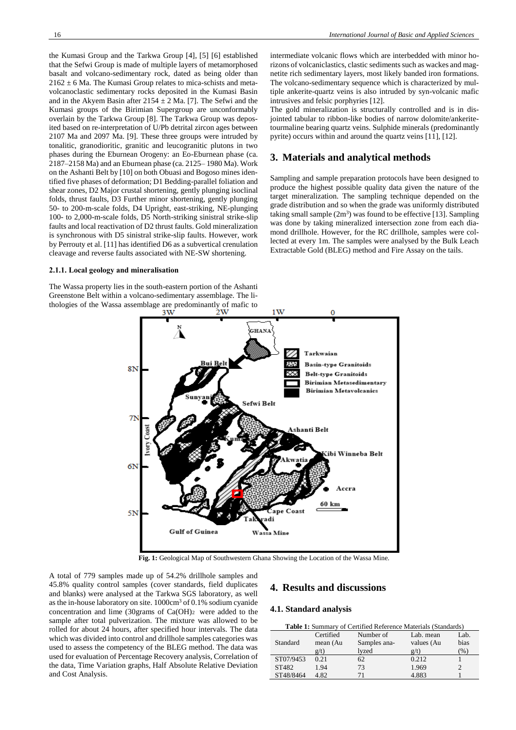the Kumasi Group and the Tarkwa Group [4], [5] [6] established that the Sefwi Group is made of multiple layers of metamorphosed basalt and volcano-sedimentary rock, dated as being older than $2162 \pm 6$ Ma. The Kumasi Group relates to mica-schists and metavolcanoclastic sedimentary rocks deposited in the Kumasi Basin and in the Akyem Basin after $2154 \pm 2$ Ma. [7]. The Sefwi and the Kumasi groups of the Birimian Supergroup are unconformably overlain by the Tarkwa Group [8]. The Tarkwa Group was deposited based on re-interpretation of U/Pb detrital zircon ages between 2107 Ma and 2097 Ma. [9]. These three groups were intruded by tonalitic, granodioritic, granitic and leucogranitic plutons in two phases during the Eburnean Orogeny: an Eo-Eburnean phase (ca. 2187–2158 Ma) and an Eburnean phase (ca. 2125– 1980 Ma). Work on the Ashanti Belt by [10] on both Obuasi and Bogoso mines identified five phases of deformation; D1 Bedding-parallel foliation and shear zones, D2 Major crustal shortening, gently plunging isoclinal folds, thrust faults, D3 Further minor shortening, gently plunging 50- to 200-m-scale folds, D4 Upright, east-striking, NE-plunging 100- to 2,000-m-scale folds, D5 North-striking sinistral strike-slip faults and local reactivation of D2 thrust faults. Gold mineralization is synchronous with D5 sinistral strike-slip faults. However, work by Perrouty et al. [11] has identified D6 as a subvertical crenulation cleavage and reverse faults associated with NE-SW shortening.

#### 2.1.1. Local geology and mineralisation

The Wassa property lies in the south-eastern portion of the Ashanti Greenstone Belt within a volcano-sedimentary assemblage. The lithologies of the Wassa assemblage are predominantly of mafic to intermediate volcanic flows which are interbedded with minor horizons of volcaniclastics, clastic sediments such as wackes and magnetite rich sedimentary layers, most likely banded iron formations. The volcano-sedimentary sequence which is characterized by multiple ankerite-quartz veins is also intruded by syn-volcanic mafic intrusives and felsic porphyries [12].

The gold mineralization is structurally controlled and is in disjointed tabular to ribbon-like bodies of narrow dolomite/ankerite-tourmaline bearing quartz veins. Sulphide minerals (predominantly pyrite) occurs within and around the quartz veins [11], [12].

## 3. Materials and analytical methods

Sampling and sample preparation protocols have been designed to produce the highest possible quality data given the nature of the target mineralization. The sampling technique depended on the grade distribution and so when the grade was uniformly distributed taking small sample ($2m^3$) was found to be effective [13]. Sampling was done by taking mineralized intersection zone from each diamond drillhole. However, for the RC drillhole, samples were collected at every 1m. The samples were analysed by the Bulk Leach Extractable Gold (BLEG) method and Fire Assay on the tails.

**Fig. 1:** Geological Map of Southwestern Ghana Showing the Location of the Wassa Mine.

A total of 779 samples made up of 54.2% drillhole samples and 45.8% quality control samples (cover standards, field duplicates and blanks) were analysed at the Tarkwa SGS laboratory, as well as the in-house laboratory on site. $1000cm^3$ of 0.1% sodium cyanide concentration and lime (30grams of $Ca(OH)_2$ were added to the sample after total pulverization. The mixture was allowed to be rolled for about 24 hours, after specified hour intervals. The data which was divided into control and drillhole samples categories was used to assess the competency of the BLEG method. The data was used for evaluation of Percentage Recovery analysis, Correlation of the data, Time Variation graphs, Half Absolute Relative Deviation and Cost Analysis.

## 4. Results and discussions

### 4.1. Standard analysis

**Table 1:** Summary of Certified Reference Materials (Standards)

| Standard | Certified mean (Au g/t) | Number of Samples analyzed | Lab. mean values (Au g/t) | Lab. bias (%) |
|---|---|---|---|---|
| ST07/9453 | 0.21 | 62 | 0.212 | 1 |
| ST482 | 1.94 | 73 | 1.969 | 2 |
| ST48/8464 | 4.82 | 71 | 4.883 | 1 |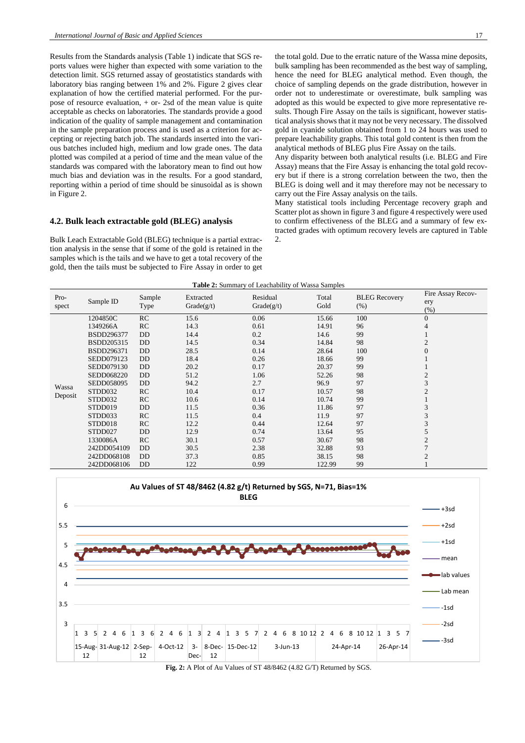Results from the Standards analysis (Table 1) indicate that SGS reports values were higher than expected with some variation to the detection limit. SGS returned assay of geostatistics standards with laboratory bias ranging between 1% and 2%. Figure 2 gives clear explanation of how the certified material performed. For the purpose of resource evaluation, + or- 2sd of the mean value is quite acceptable as checks on laboratories. The standards provide a good indication of the quality of sample management and contamination in the sample preparation process and is used as a criterion for accepting or rejecting batch job. The standards inserted into the various batches included high, medium and low grade ones. The data plotted was compiled at a period of time and the mean value of the standards was compared with the laboratory mean to find out how much bias and deviation was in the results. For a good standard, reporting within a period of time should be sinusoidal as is shown in Figure 2.

### 4.2. Bulk leach extractable gold (BLEG) analysis

Bulk Leach Extractable Gold (BLEG) technique is a partial extraction analysis in the sense that if some of the gold is retained in the samples which is the tails and we have to get a total recovery of the gold, then the tails must be subjected to Fire Assay in order to get the total gold. Due to the erratic nature of the Wassa mine deposits, bulk sampling has been recommended as the best way of sampling, hence the need for BLEG analytical method. Even though, the choice of sampling depends on the grade distribution, however in order not to underestimate or overestimate, bulk sampling was adopted as this would be expected to give more representative results. Though Fire Assay on the tails is significant, however statistical analysis shows that it may not be very necessary. The dissolved gold in cyanide solution obtained from 1 to 24 hours was used to prepare leachability graphs. This total gold content is then from the analytical methods of BLEG plus Fire Assay on the tails.

Any disparity between both analytical results (i.e. BLEG and Fire Assay) means that the Fire Assay is enhancing the total gold recovery but if there is a strong correlation between the two, then the BLEG is doing well and it may therefore may not be necessary to carry out the Fire Assay analysis on the tails.

Many statistical tools including Percentage recovery graph and Scatter plot as shown in figure 3 and figure 4 respectively were used to confirm effectiveness of the BLEG and a summary of few extracted grades with optimum recovery levels are captured in Table 2.

**Table 2:** Summary of Leachability of Wassa Samples

| Prospect | Sample ID | Sample Type | Extracted Grade(g/t) | Residual Grade(g/t) | Total Gold | BLEG Recovery (%) | Fire Assay Recovery (%) |
|---|---|---|---|---|---|---|---|
| Wassa Deposit | 1204850C | RC | 15.6 | 0.06 | 15.66 | 100 | 0 |
| | 1349266A | RC | 14.3 | 0.61 | 14.91 | 96 | 4 |
| | BSDD296377 | DD | 14.4 | 0.2 | 14.6 | 99 | 1 |
| | BSDD205315 | DD | 14.5 | 0.34 | 14.84 | 98 | 2 |
| | BSDD296371 | DD | 28.5 | 0.14 | 28.64 | 100 | 0 |
| | SEDD079123 | DD | 18.4 | 0.26 | 18.66 | 99 | 1 |
| | SEDD079130 | DD | 20.2 | 0.17 | 20.37 | 99 | 1 |
| | SEDD068220 | DD | 51.2 | 1.06 | 52.26 | 98 | 2 |
| | SEDD058095 | DD | 94.2 | 2.7 | 96.9 | 97 | 3 |
| | STDD032 | RC | 10.4 | 0.17 | 10.57 | 98 | 2 |
| | STDD032 | RC | 10.6 | 0.14 | 10.74 | 99 | 1 |
| | STDD019 | DD | 11.5 | 0.36 | 11.86 | 97 | 3 |
| | STDD033 | RC | 11.5 | 0.4 | 11.9 | 97 | 3 |
| | STDD018 | RC | 12.2 | 0.44 | 12.64 | 97 | 3 |
| | STDD027 | DD | 12.9 | 0.74 | 13.64 | 95 | 5 |
| | 1330086A | RC | 30.1 | 0.57 | 30.67 | 98 | 2 |
| | 242DD054109 | DD | 30.5 | 2.38 | 32.88 | 93 | 7 |
| | 242DD068108 | DD | 37.3 | 0.85 | 38.15 | 98 | 2 |
| | 242DD068106 | DD | 122 | 0.99 | 122.99 | 99 | 1 |

**Fig. 2:** A Plot of Au Values of ST 48/8462 (4.82 G/T) Returned by SGS.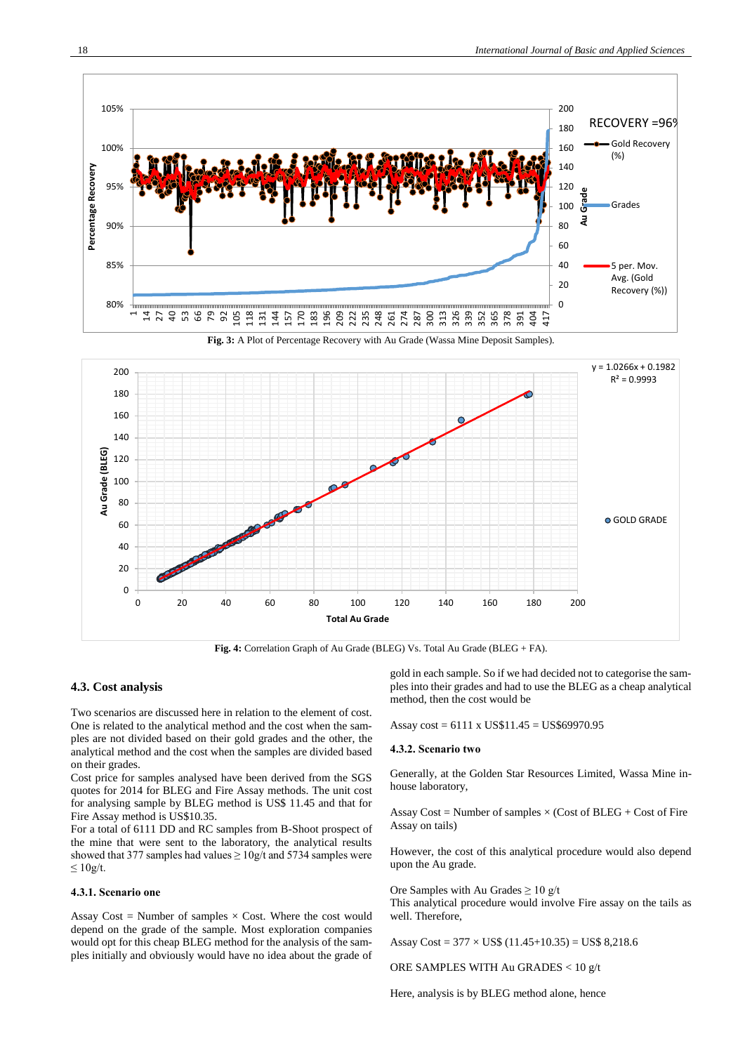Fig. 3: A Plot of Percentage Recovery with Au Grade (Wassa Mine Deposit Samples).

Fig. 4: Correlation Graph of Au Grade (BLEG) Vs. Total Au Grade (BLEG + FA).

### 4.3. Cost analysis

Two scenarios are discussed here in relation to the element of cost. One is related to the analytical method and the cost when the samples are not divided based on their gold grades and the other, the analytical method and the cost when the samples are divided based on their grades.

Cost price for samples analysed have been derived from the SGS quotes for 2014 for BLEG and Fire Assay methods. The unit cost for analysing sample by BLEG method is US$ 11.45 and that for Fire Assay method is US$10.35.

For a total of 6111 DD and RC samples from B-Shoot prospect of the mine that were sent to the laboratory, the analytical results showed that 377 samples had values ≥ 10g/t and 5734 samples were ≤ 10g/t.

#### 4.3.1. Scenario one

Assay Cost = Number of samples × Cost. Where the cost would depend on the grade of the sample. Most exploration companies would opt for this cheap BLEG method for the analysis of the samples initially and obviously would have no idea about the grade of gold in each sample. So if we had decided not to categorise the samples into their grades and had to use the BLEG as a cheap analytical method, then the cost would be

Assay cost = 6111 x US$11.45 = US$69970.95

#### 4.3.2. Scenario two

Generally, at the Golden Star Resources Limited, Wassa Mine in-house laboratory,

Assay Cost = Number of samples × (Cost of BLEG + Cost of Fire Assay on tails)

However, the cost of this analytical procedure would also depend upon the Au grade.

Ore Samples with Au Grades ≥ 10 g/t

This analytical procedure would involve Fire assay on the tails as well. Therefore,

Assay Cost = 377 × US$ (11.45+10.35) = US$ 8,218.6

ORE SAMPLES WITH Au GRADES < 10 g/t

Here, analysis is by BLEG method alone, hence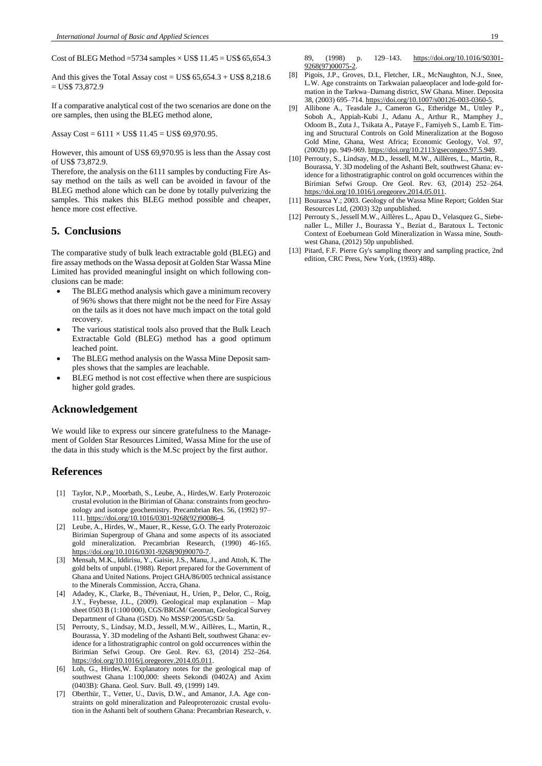Cost of BLEG Method =5734 samples × US$ 11.45 = US$ 65,654.3

And this gives the Total Assay cost = US$ 65,654.3 + US$ 8,218.6 = US$ 73,872.9

If a comparative analytical cost of the two scenarios are done on the ore samples, then using the BLEG method alone,

Assay Cost = 6111 × US$ 11.45 = US$ 69,970.95.

However, this amount of US$ 69,970.95 is less than the Assay cost of US$ 73,872.9.

Therefore, the analysis on the 6111 samples by conducting Fire Assay method on the tails as well can be avoided in favour of the BLEG method alone which can be done by totally pulverizing the samples. This makes this BLEG method possible and cheaper, hence more cost effective.

## 5. Conclusions

The comparative study of bulk leach extractable gold (BLEG) and fire assay methods on the Wassa deposit at Golden Star Wassa Mine Limited has provided meaningful insight on which following conclusions can be made:

- The BLEG method analysis which gave a minimum recovery of 96% shows that there might not be the need for Fire Assay on the tails as it does not have much impact on the total gold recovery.
- The various statistical tools also proved that the Bulk Leach Extractable Gold (BLEG) method has a good optimum leached point.
- The BLEG method analysis on the Wassa Mine Deposit samples shows that the samples are leachable.
- BLEG method is not cost effective when there are suspicious higher gold grades.

## Acknowledgement

We would like to express our sincere gratefulness to the Management of Golden Star Resources Limited, Wassa Mine for the use of the data in this study which is the M.Sc project by the first author.

## References

[1] Taylor, N.P., Moorbath, S., Leube, A., Hirdes,W. Early Proterozoic crustal evolution in the Birimian of Ghana: constraints from geochronology and isotope geochemistry. Precambrian Res. 56, (1992) 97–111. https://doi.org/10.1016/0301-9268(92)90086-4.

[2] Leube, A., Hirdes, W., Mauer, R., Kesse, G.O. The early Proterozoic Birimian Supergroup of Ghana and some aspects of its associated gold mineralization. Precambrian Research, (1990) 46-165. https://doi.org/10.1016/0301-9268(90)90070-7.

[3] Mensah, M.K., Iddirisu, Y., Gaisie, J.S., Manu, J., and Attoh, K. The gold belts of unpubl. (1988). Report prepared for the Government of Ghana and United Nations. Project GHA/86/005 technical assistance to the Minerals Commission, Accra, Ghana.

[4] Adadey, K., Clarke, B., Théveniaut, H., Urien, P., Delor, C., Roig, J.Y., Feybesse, J.L., (2009). Geological map explanation – Map sheet 0503 B (1:100 000), CGS/BRGM/ Geoman, Geological Survey Department of Ghana (GSD). No MSSP/2005/GSD/ 5a.

[5] Perrouty, S., Lindsay, M.D., Jessell, M.W., Aillères, L., Martin, R., Bourassa, Y. 3D modeling of the Ashanti Belt, southwest Ghana: evidence for a lithostratigraphic control on gold occurrences within the Birimian Sefwi Group. Ore Geol. Rev. 63, (2014) 252–264. https://doi.org/10.1016/j.oregeorev.2014.05.011.

[6] Loh, G., Hirdes,W. Explanatory notes for the geological map of southwest Ghana 1:100,000: sheets Sekondi (0402A) and Axim (0403B): Ghana. Geol. Surv. Bull. 49, (1999) 149.

[7] Oberthür, T., Vetter, U., Davis, D.W., and Amanor, J.A. Age constraints on gold mineralization and Paleoproterozoic crustal evolution in the Ashanti belt of southern Ghana: Precambrian Research, v. 89, (1998) p. 129–143. https://doi.org/10.1016/S0301-9268(97)00075-2.

[8] Pigois, J.P., Groves, D.I., Fletcher, I.R., McNaughton, N.J., Snee, L.W. Age constraints on Tarkwaian palaeoplacer and lode-gold formation in the Tarkwa–Damang district, SW Ghana. Miner. Deposita 38, (2003) 695–714. https://doi.org/10.1007/s00126-003-0360-5.

[9] Allibone A., Teasdale J., Cameron G., Etheridge M., Uttley P., Soboh A., Appiah-Kubi J., Adanu A., Arthur R., Mamphey J., Odoom B., Zuta J., Tsikata A., Pataye F., Famiyeh S., Lamb E. Timing and Structural Controls on Gold Mineralization at the Bogoso Gold Mine, Ghana, West Africa; Economic Geology, Vol. 97, (2002b) pp. 949-969. https://doi.org/10.2113/gsecongeo.97.5.949.

[10] Perrouty, S., Lindsay, M.D., Jessell, M.W., Aillères, L., Martin, R., Bourassa, Y. 3D modeling of the Ashanti Belt, southwest Ghana: evidence for a lithostratigraphic control on gold occurrences within the Birimian Sefwi Group. Ore Geol. Rev. 63, (2014) 252–264. https://doi.org/10.1016/j.oregeorev.2014.05.011.

[11] Bourassa Y.; 2003. Geology of the Wassa Mine Report; Golden Star Resources Ltd, (2003) 32p unpublished.

[12] Perrouty S., Jessell M.W., Aillères L., Apau D., Velasquez G., Siebenaller L., Miller J., Bourassa Y., Beziat d., Baratoux L. Tectonic Context of Eoeburnean Gold Mineralization in Wassa mine, Southwest Ghana, (2012) 50p unpublished.

[13] Pitard, F.F. Pierre Gy's sampling theory and sampling practice, 2nd edition, CRC Press, New York, (1993) 488p.